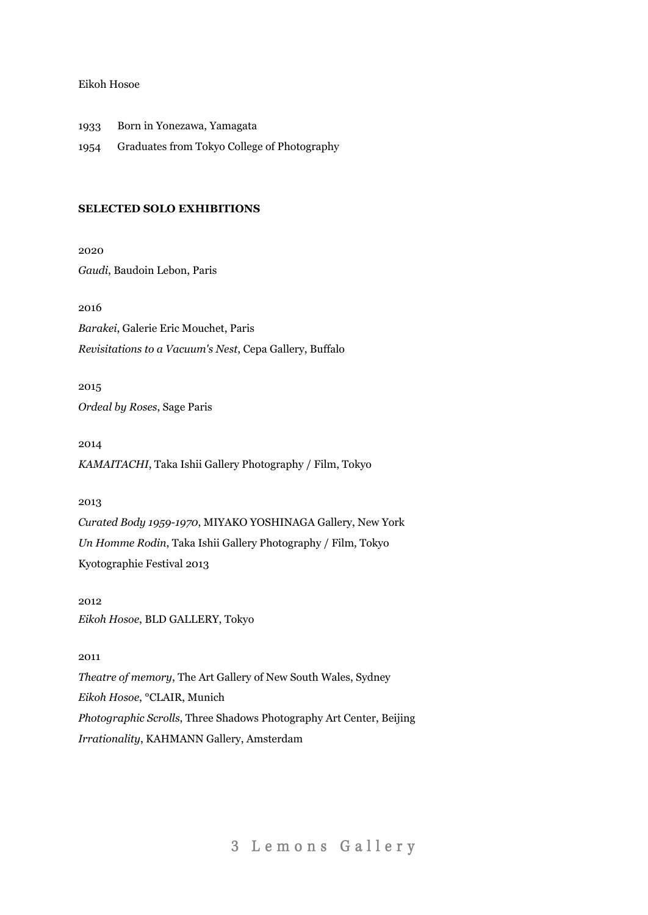Eikoh Hosoe

1933 Born in Yonezawa, Yamagata

1954 Graduates from Tokyo College of Photography

**SELECTED SOLO EXHIBITIONS**

2020

*Gaudi*, Baudoin Lebon, Paris

2016

*Barakei*, Galerie Eric Mouchet, Paris

*Revisitations to a Vacuum's Nest*, Cepa Gallery, Buffalo

2015

*Ordeal by Roses*, Sage Paris

2014

*KAMAITACHI*, Taka Ishii Gallery Photography / Film, Tokyo

2013

*Curated Body 1959-1970*, MIYAKO YOSHINAGA Gallery, New York

*Un Homme Rodin*, Taka Ishii Gallery Photography / Film, Tokyo

Kyotographie Festival 2013

2012

*Eikoh Hosoe*, BLD GALLERY, Tokyo

2011

*Theatre of memory*, The Art Gallery of New South Wales, Sydney

*Eikoh Hosoe*, °CLAIR, Munich

*Photographic Scrolls*, Three Shadows Photography Art Center, Beijing

*Irrationality*, KAHMANN Gallery, Amsterdam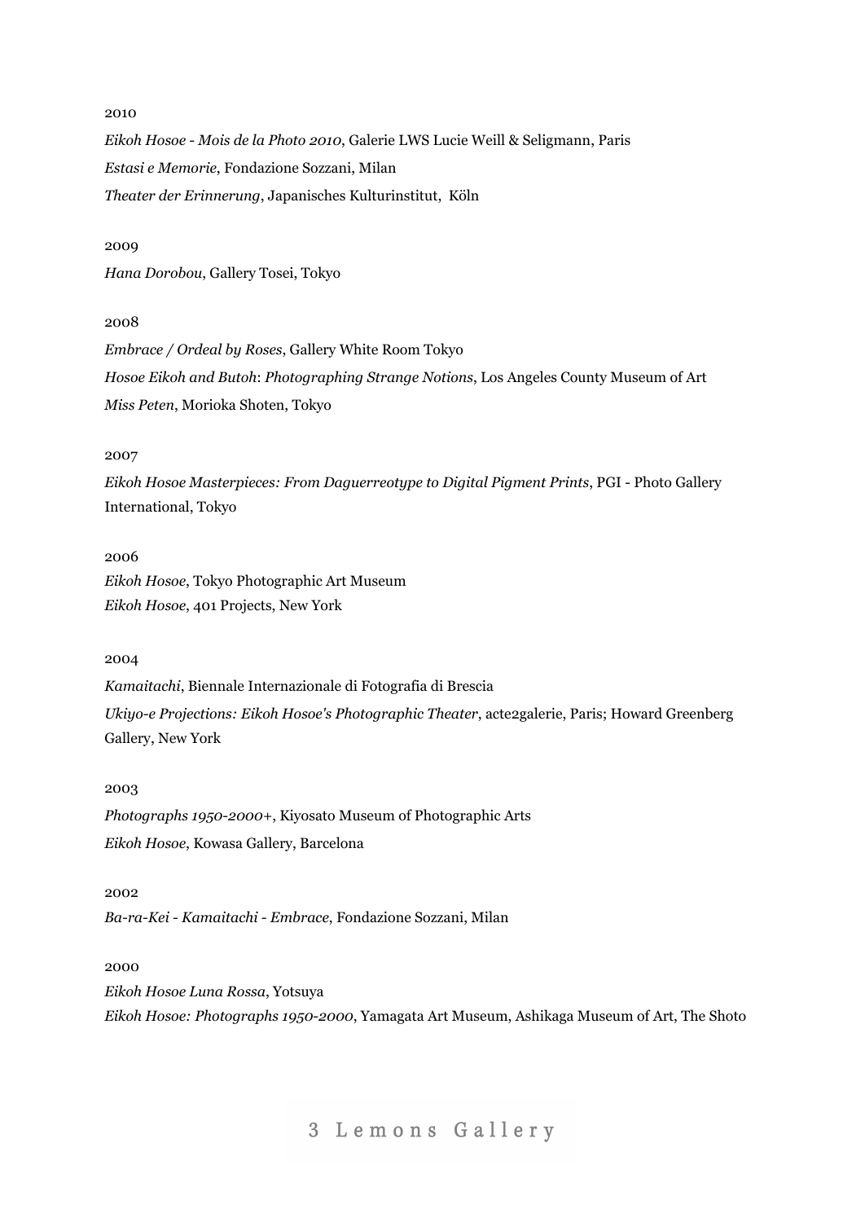2010

*Eikoh Hosoe - Mois de la Photo 2010*, Galerie LWS Lucie Weill & Seligmann, Paris

*Estasi e Memorie*, Fondazione Sozzani, Milan

*Theater der Erinnerung*, Japanisches Kulturinstitut, Köln

2009

*Hana Dorobou*, Gallery Tosei, Tokyo

2008

*Embrace / Ordeal by Roses*, Gallery White Room Tokyo

*Hosoe Eikoh and Butoh*: *Photographing Strange Notions*, Los Angeles County Museum of Art

*Miss Peten*, Morioka Shoten, Tokyo

2007

*Eikoh Hosoe Masterpieces: From Daguerreotype to Digital Pigment Prints*, PGI - Photo Gallery International, Tokyo

2006

*Eikoh Hosoe*, Tokyo Photographic Art Museum

*Eikoh Hosoe*, 401 Projects, New York

2004

*Kamaitachi*, Biennale Internazionale di Fotografia di Brescia

*Ukiyo-e Projections: Eikoh Hosoe's Photographic Theater*, acte2galerie, Paris; Howard Greenberg Gallery, New York

2003

*Photographs 1950-2000+*, Kiyosato Museum of Photographic Arts

*Eikoh Hosoe*, Kowasa Gallery, Barcelona

2002

*Ba-ra-Kei - Kamaitachi - Embrace*, Fondazione Sozzani, Milan

2000

*Eikoh Hosoe Luna Rossa*, Yotsuya

*Eikoh Hosoe: Photographs 1950-2000*, Yamagata Art Museum, Ashikaga Museum of Art, The Shoto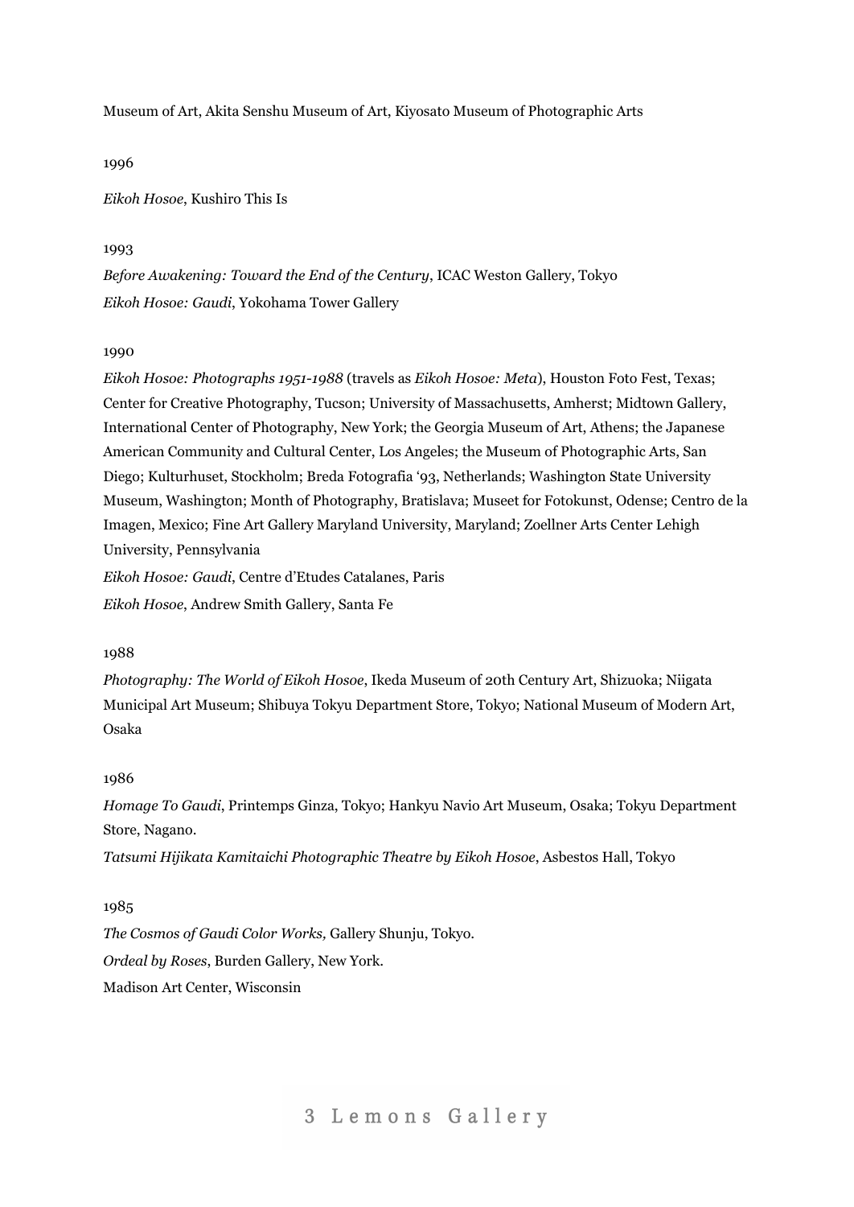Museum of Art, Akita Senshu Museum of Art, Kiyosato Museum of Photographic Arts

1996

*Eikoh Hosoe*, Kushiro This Is

1993

*Before Awakening: Toward the End of the Century*, ICAC Weston Gallery, Tokyo

*Eikoh Hosoe: Gaudi*, Yokohama Tower Gallery

1990

*Eikoh Hosoe: Photographs 1951-1988* (travels as *Eikoh Hosoe: Meta*), Houston Foto Fest, Texas; Center for Creative Photography, Tucson; University of Massachusetts, Amherst; Midtown Gallery, International Center of Photography, New York; the Georgia Museum of Art, Athens; the Japanese American Community and Cultural Center, Los Angeles; the Museum of Photographic Arts, San Diego; Kulturhuset, Stockholm; Breda Fotografia '93, Netherlands; Washington State University Museum, Washington; Month of Photography, Bratislava; Museet for Fotokunst, Odense; Centro de la Imagen, Mexico; Fine Art Gallery Maryland University, Maryland; Zoellner Arts Center Lehigh University, Pennsylvania

*Eikoh Hosoe: Gaudi*, Centre d'Etudes Catalanes, Paris

*Eikoh Hosoe*, Andrew Smith Gallery, Santa Fe

1988

*Photography: The World of Eikoh Hosoe*, Ikeda Museum of 20th Century Art, Shizuoka; Niigata Municipal Art Museum; Shibuya Tokyu Department Store, Tokyo; National Museum of Modern Art, Osaka

1986

*Homage To Gaudi*, Printemps Ginza, Tokyo; Hankyu Navio Art Museum, Osaka; Tokyu Department Store, Nagano.

*Tatsumi Hijikata Kamitaichi Photographic Theatre by Eikoh Hosoe*, Asbestos Hall, Tokyo

1985

*The Cosmos of Gaudi Color Works,* Gallery Shunju, Tokyo.

*Ordeal by Roses*, Burden Gallery, New York.

Madison Art Center, Wisconsin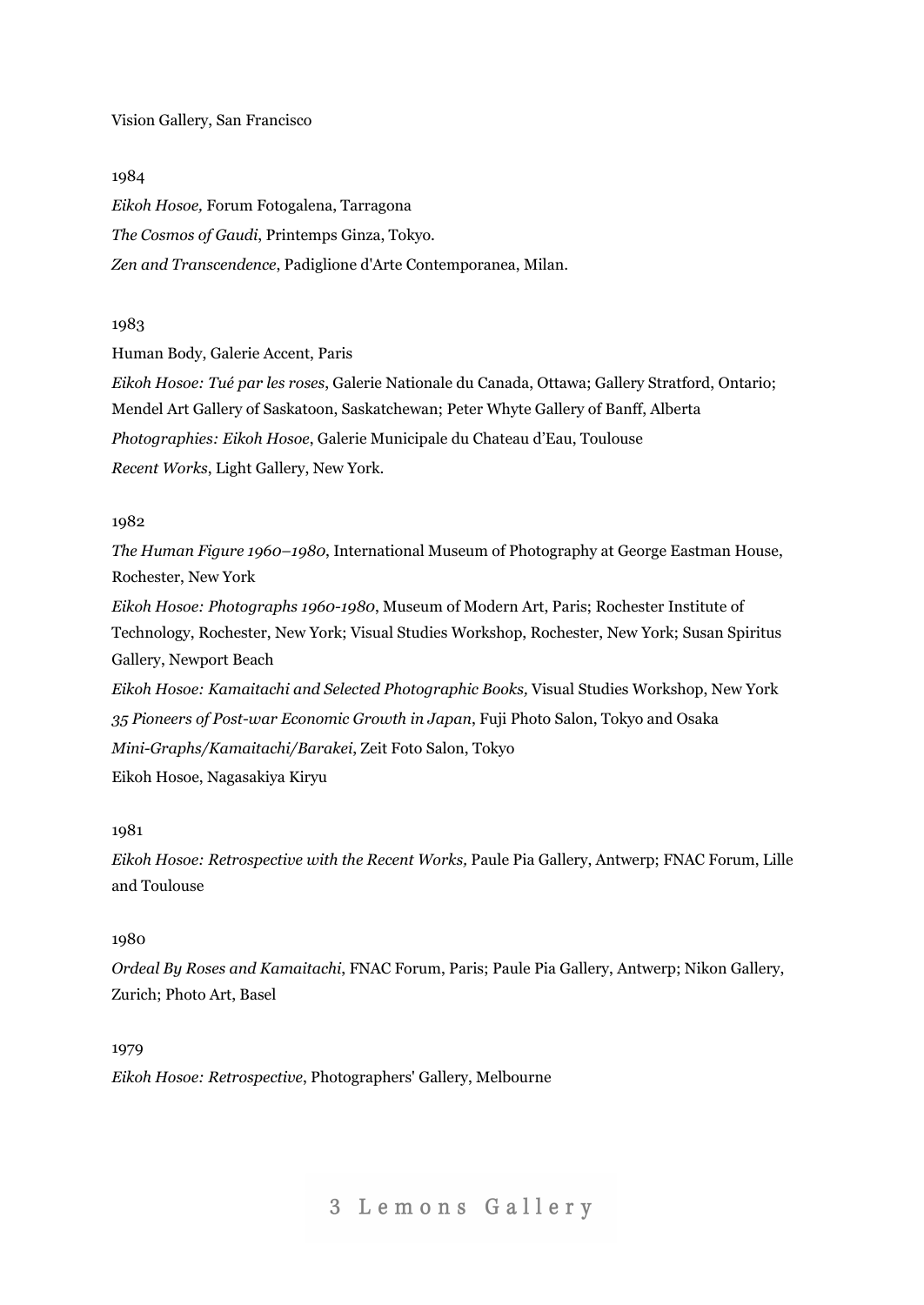Vision Gallery, San Francisco

1984

*Eikoh Hosoe,* Forum Fotogalena, Tarragona

*The Cosmos of Gaudi*, Printemps Ginza, Tokyo.

*Zen and Transcendence*, Padiglione d'Arte Contemporanea, Milan.

1983

Human Body, Galerie Accent, Paris

*Eikoh Hosoe: Tué par les roses*, Galerie Nationale du Canada, Ottawa; Gallery Stratford, Ontario; Mendel Art Gallery of Saskatoon, Saskatchewan; Peter Whyte Gallery of Banff, Alberta

*Photographies: Eikoh Hosoe*, Galerie Municipale du Chateau d'Eau, Toulouse

*Recent Works*, Light Gallery, New York.

1982

*The Human Figure 1960–1980*, International Museum of Photography at George Eastman House, Rochester, New York

*Eikoh Hosoe: Photographs 1960-1980*, Museum of Modern Art, Paris; Rochester Institute of Technology, Rochester, New York; Visual Studies Workshop, Rochester, New York; Susan Spiritus Gallery, Newport Beach

*Eikoh Hosoe: Kamaitachi and Selected Photographic Books,* Visual Studies Workshop, New York

*35 Pioneers of Post-war Economic Growth in Japan*, Fuji Photo Salon, Tokyo and Osaka

*Mini-Graphs/Kamaitachi/Barakei*, Zeit Foto Salon, Tokyo

Eikoh Hosoe, Nagasakiya Kiryu

1981

*Eikoh Hosoe: Retrospective with the Recent Works,* Paule Pia Gallery, Antwerp; FNAC Forum, Lille and Toulouse

1980

*Ordeal By Roses and Kamaitachi,* FNAC Forum, Paris; Paule Pia Gallery, Antwerp; Nikon Gallery, Zurich; Photo Art, Basel

1979

*Eikoh Hosoe: Retrospective*, Photographers' Gallery, Melbourne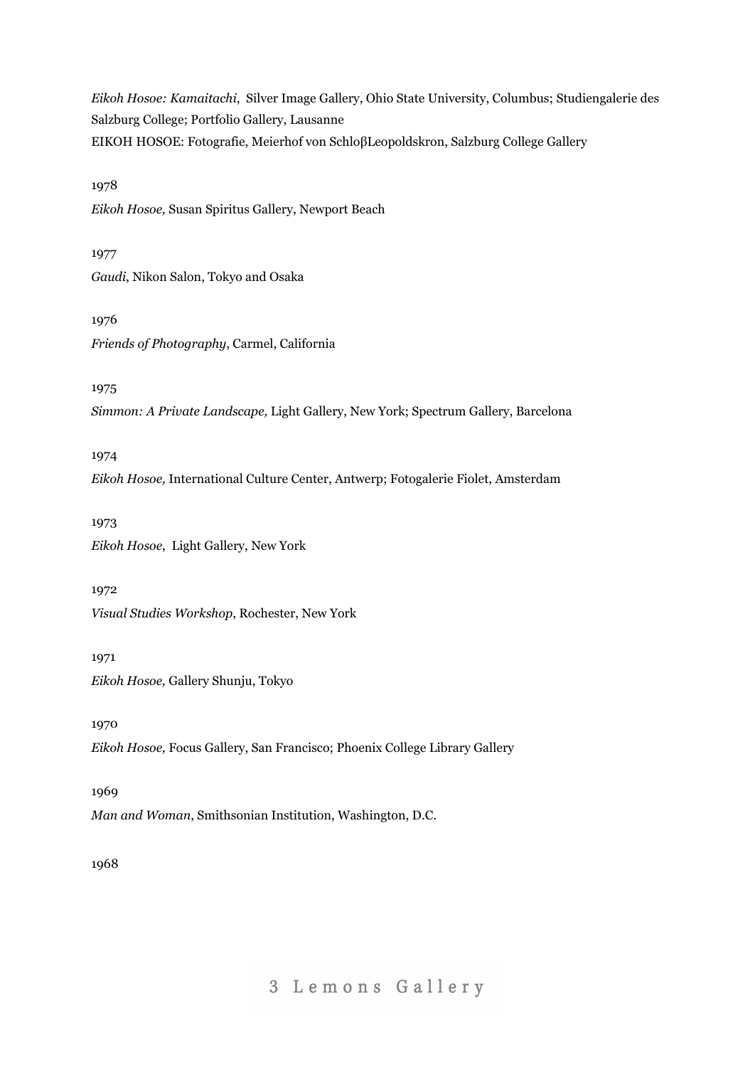*Eikoh Hosoe: Kamaitachi*, Silver Image Gallery, Ohio State University, Columbus; Studiengalerie des Salzburg College; Portfolio Gallery, Lausanne

EIKOH HOSOE: Fotografie, Meierhof von SchloβLeopoldskron, Salzburg College Gallery

1978

*Eikoh Hosoe,* Susan Spiritus Gallery, Newport Beach

1977

*Gaudi*, Nikon Salon, Tokyo and Osaka

1976

*Friends of Photography*, Carmel, California

1975

*Simmon: A Private Landscape,* Light Gallery, New York; Spectrum Gallery, Barcelona

1974

*Eikoh Hosoe,* International Culture Center, Antwerp; Fotogalerie Fiolet, Amsterdam

1973

*Eikoh Hosoe*, Light Gallery, New York

1972

*Visual Studies Workshop*, Rochester, New York

1971

*Eikoh Hosoe,* Gallery Shunju, Tokyo

1970

*Eikoh Hosoe,* Focus Gallery, San Francisco; Phoenix College Library Gallery

1969

*Man and Woman*, Smithsonian Institution, Washington, D.C.

1968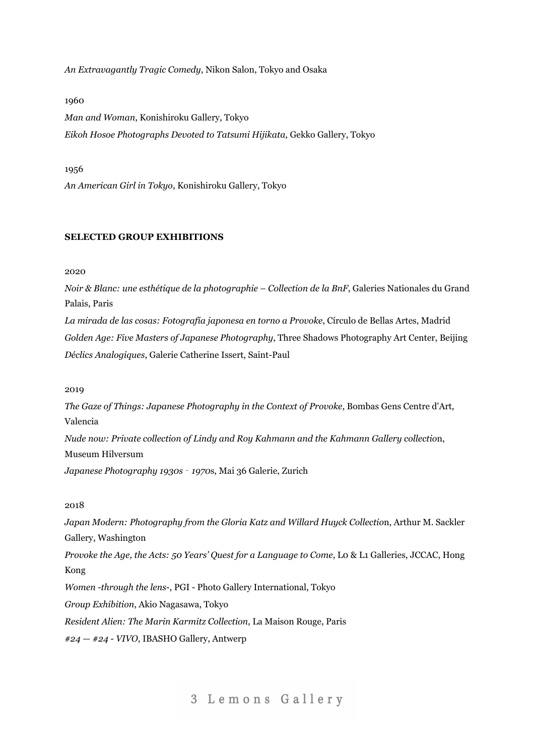*An Extravagantly Tragic Comedy*, Nikon Salon, Tokyo and Osaka

1960

*Man and Woman*, Konishiroku Gallery, Tokyo

*Eikoh Hosoe Photographs Devoted to Tatsumi Hijikata*, Gekko Gallery, Tokyo

1956

*An American Girl in Tokyo*, Konishiroku Gallery, Tokyo

**SELECTED GROUP EXHIBITIONS**

2020

*Noir & Blanc: une esthétique de la photographie – Collection de la BnF*, Galeries Nationales du Grand Palais, Paris

*La mirada de las cosas: Fotografía japonesa en torno a Provoke*, Círculo de Bellas Artes, Madrid

*Golden Age: Five Masters of Japanese Photography*, Three Shadows Photography Art Center, Beijing

*Déclics Analogiques*, Galerie Catherine Issert, Saint-Paul

2019

*The Gaze of Things: Japanese Photography in the Context of Provoke*, Bombas Gens Centre d'Art, Valencia

*Nude now: Private collection of Lindy and Roy Kahmann and the Kahmann Gallery collectio*n, Museum Hilversum

*Japanese Photography 1930s ‐ 1970*s, Mai 36 Galerie, Zurich

2018

*Japan Modern: Photography from the Gloria Katz and Willard Huyck Collectio*n, Arthur M. Sackler Gallery, Washington

*Provoke the Age, the Acts: 50 Years' Quest for a Language to Come*, L0 & L1 Galleries, JCCAC, Hong Kong

*Women -through the lens-*, PGI - Photo Gallery International, Tokyo

*Group Exhibition*, Akio Nagasawa, Tokyo

*Resident Alien: The Marin Karmitz Collection*, La Maison Rouge, Paris

*#24 — #24 - VIVO*, IBASHO Gallery, Antwerp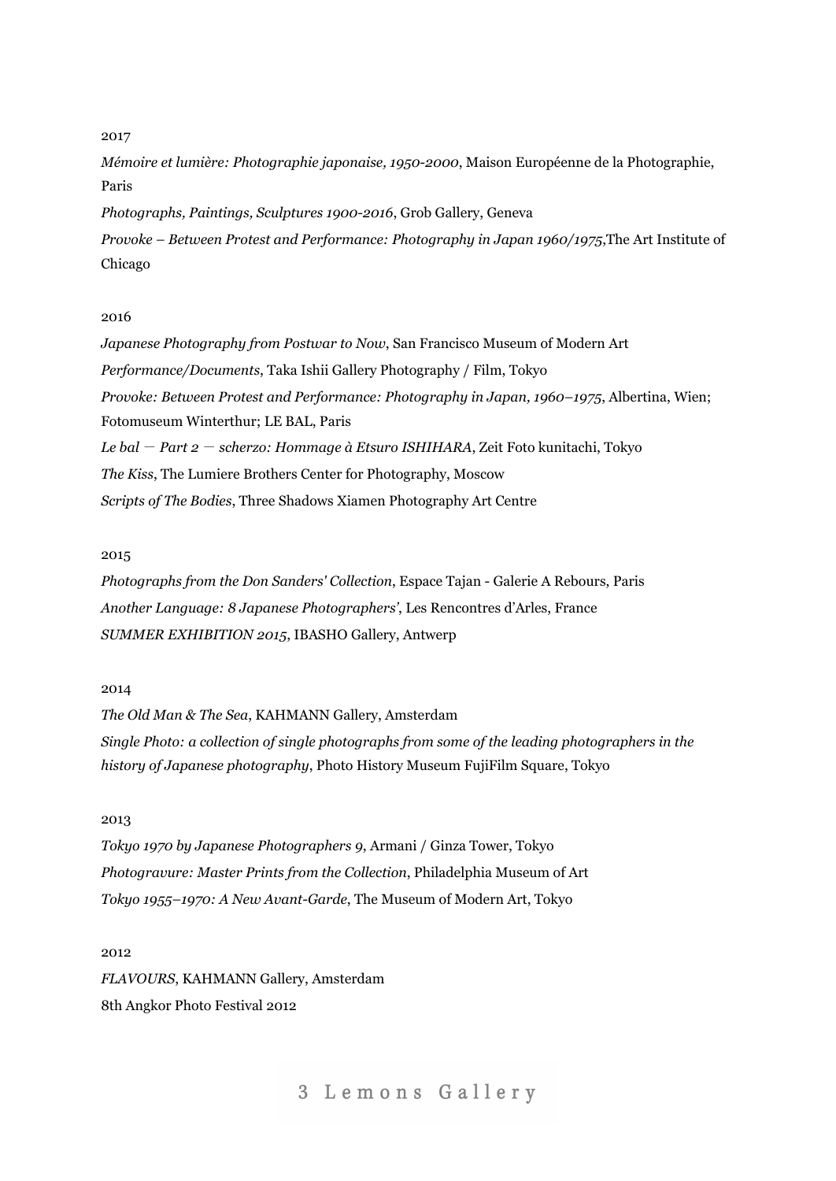2017

*Mémoire et lumière: Photographie japonaise, 1950-2000*, Maison Européenne de la Photographie, Paris

*Photographs, Paintings, Sculptures 1900-2016*, Grob Gallery, Geneva

*Provoke – Between Protest and Performance: Photography in Japan 1960/1975*,The Art Institute of Chicago

2016

*Japanese Photography from Postwar to Now*, San Francisco Museum of Modern Art

*Performance/Documents*, Taka Ishii Gallery Photography / Film, Tokyo

*Provoke: Between Protest and Performance: Photography in Japan, 1960–1975*, Albertina, Wien; Fotomuseum Winterthur; LE BAL, Paris

*Le bal — Part 2 — scherzo: Hommage à Etsuro ISHIHARA*, Zeit Foto kunitachi, Tokyo

*The Kiss*, The Lumiere Brothers Center for Photography, Moscow

*Scripts of The Bodies*, Three Shadows Xiamen Photography Art Centre

2015

*Photographs from the Don Sanders' Collection*, Espace Tajan - Galerie A Rebours, Paris

*Another Language: 8 Japanese Photographers'*, Les Rencontres d'Arles, France

*SUMMER EXHIBITION 2015*, IBASHO Gallery, Antwerp

2014

*The Old Man & The Sea*, KAHMANN Gallery, Amsterdam

*Single Photo: a collection of single photographs from some of the leading photographers in the history of Japanese photography*, Photo History Museum FujiFilm Square, Tokyo

2013

*Tokyo 1970 by Japanese Photographers 9*, Armani / Ginza Tower, Tokyo

*Photogravure: Master Prints from the Collection*, Philadelphia Museum of Art

*Tokyo 1955–1970: A New Avant-Garde*, The Museum of Modern Art, Tokyo

2012

*FLAVOURS*, KAHMANN Gallery, Amsterdam

8th Angkor Photo Festival 2012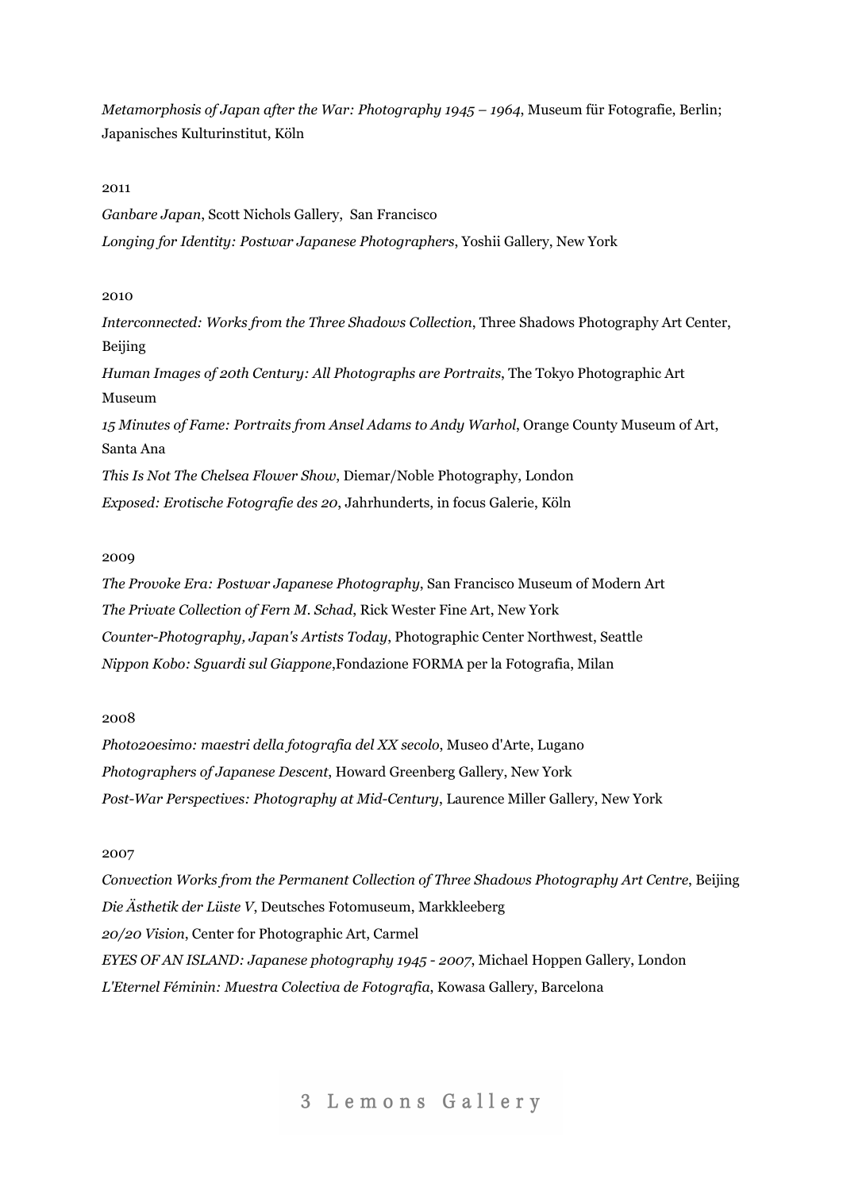*Metamorphosis of Japan after the War: Photography 1945 – 1964*, Museum für Fotografie, Berlin; Japanisches Kulturinstitut, Köln

2011

*Ganbare Japan*, Scott Nichols Gallery, San Francisco

*Longing for Identity: Postwar Japanese Photographers*, Yoshii Gallery, New York

2010

*Interconnected: Works from the Three Shadows Collection*, Three Shadows Photography Art Center, Beijing

*Human Images of 20th Century: All Photographs are Portraits*, The Tokyo Photographic Art Museum

*15 Minutes of Fame: Portraits from Ansel Adams to Andy Warhol*, Orange County Museum of Art, Santa Ana

*This Is Not The Chelsea Flower Show*, Diemar/Noble Photography, London

*Exposed: Erotische Fotografie des 20*, Jahrhunderts, in focus Galerie, Köln

2009

*The Provoke Era: Postwar Japanese Photography*, San Francisco Museum of Modern Art

*The Private Collection of Fern M. Schad*, Rick Wester Fine Art, New York

*Counter-Photography, Japan's Artists Today*, Photographic Center Northwest, Seattle

*Nippon Kobo: Sguardi sul Giappone*,Fondazione FORMA per la Fotografia, Milan

2008

*Photo20esimo: maestri della fotografia del XX secolo*, Museo d'Arte, Lugano

*Photographers of Japanese Descent*, Howard Greenberg Gallery, New York

*Post-War Perspectives: Photography at Mid-Century*, Laurence Miller Gallery, New York

2007

*Convection Works from the Permanent Collection of Three Shadows Photography Art Centre*, Beijing

*Die Ästhetik der Lüste V*, Deutsches Fotomuseum, Markkleeberg

*20/20 Vision*, Center for Photographic Art, Carmel

*EYES OF AN ISLAND: Japanese photography 1945 - 2007*, Michael Hoppen Gallery, London

*L'Eternel Féminin: Muestra Colectiva de Fotografia*, Kowasa Gallery, Barcelona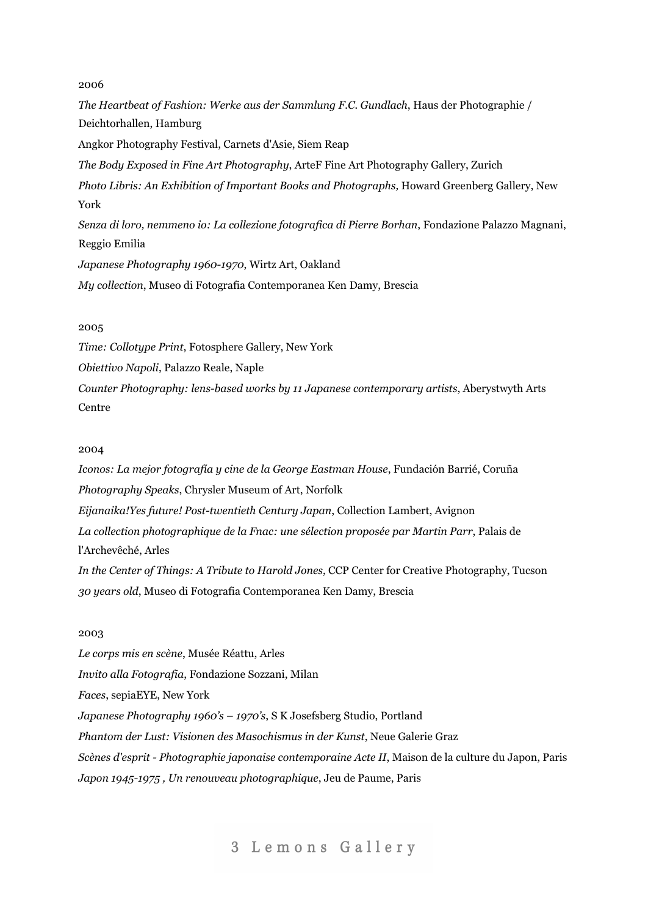2006

*The Heartbeat of Fashion: Werke aus der Sammlung F.C. Gundlach*, Haus der Photographie / Deichtorhallen, Hamburg

Angkor Photography Festival, Carnets d'Asie, Siem Reap

*The Body Exposed in Fine Art Photography*, ArteF Fine Art Photography Gallery, Zurich

*Photo Libris: An Exhibition of Important Books and Photographs,* Howard Greenberg Gallery, New York

*Senza di loro, nemmeno io: La collezione fotografica di Pierre Borhan*, Fondazione Palazzo Magnani, Reggio Emilia

*Japanese Photography 1960-1970*, Wirtz Art, Oakland

*My collection*, Museo di Fotografia Contemporanea Ken Damy, Brescia

2005

*Time: Collotype Print*, Fotosphere Gallery, New York

*Obiettivo Napoli*, Palazzo Reale, Naple

*Counter Photography: lens-based works by 11 Japanese contemporary artists*, Aberystwyth Arts Centre

2004

*Iconos: La mejor fotografía y cine de la George Eastman House*, Fundación Barrié, Coruña

*Photography Speaks*, Chrysler Museum of Art, Norfolk

*Eijanaika!Yes future! Post-twentieth Century Japan*, Collection Lambert, Avignon

*La collection photographique de la Fnac: une sélection proposée par Martin Parr*, Palais de l'Archevêché, Arles

*In the Center of Things: A Tribute to Harold Jones*, CCP Center for Creative Photography, Tucson

*30 years old*, Museo di Fotografia Contemporanea Ken Damy, Brescia

2003

*Le corps mis en scène*, Musée Réattu, Arles

*Invito alla Fotografia*, Fondazione Sozzani, Milan

*Faces*, sepiaEYE, New York

*Japanese Photography 1960's – 1970's*, S K Josefsberg Studio, Portland

*Phantom der Lust: Visionen des Masochismus in der Kunst*, Neue Galerie Graz

*Scènes d'esprit - Photographie japonaise contemporaine Acte II*, Maison de la culture du Japon, Paris

*Japon 1945-1975 , Un renouveau photographique*, Jeu de Paume, Paris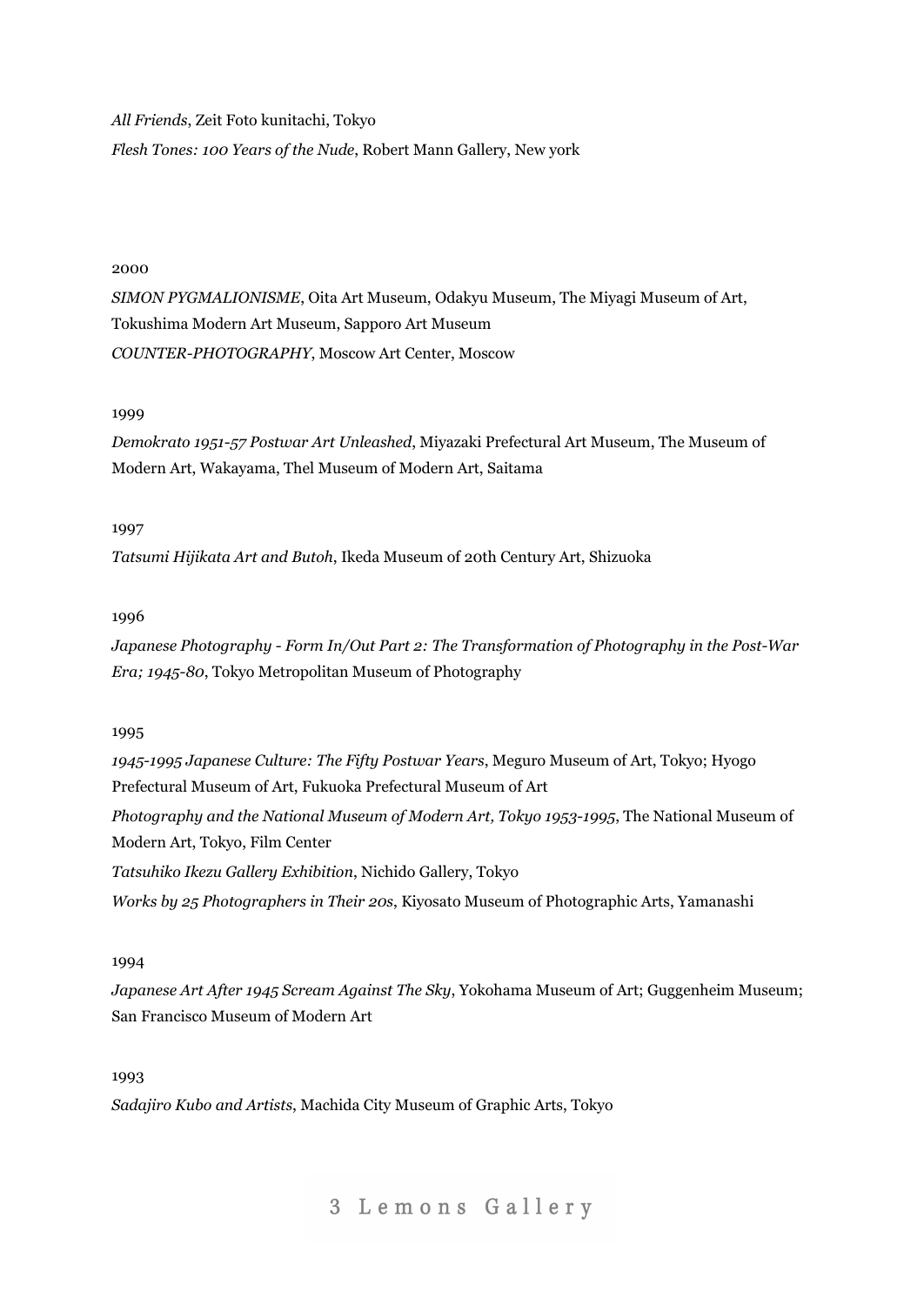*All Friends*, Zeit Foto kunitachi, Tokyo

*Flesh Tones: 100 Years of the Nude*, Robert Mann Gallery, New york

2000

*SIMON PYGMALIONISME*, Oita Art Museum, Odakyu Museum, The Miyagi Museum of Art, Tokushima Modern Art Museum, Sapporo Art Museum

*COUNTER-PHOTOGRAPHY*, Moscow Art Center, Moscow

1999

*Demokrato 1951-57 Postwar Art Unleashed*, Miyazaki Prefectural Art Museum, The Museum of Modern Art, Wakayama, Thel Museum of Modern Art, Saitama

1997

*Tatsumi Hijikata Art and Butoh*, Ikeda Museum of 20th Century Art, Shizuoka

1996

*Japanese Photography - Form In/Out Part 2: The Transformation of Photography in the Post-War Era; 1945-80*, Tokyo Metropolitan Museum of Photography

1995

*1945-1995 Japanese Culture: The Fifty Postwar Years*, Meguro Museum of Art, Tokyo; Hyogo Prefectural Museum of Art, Fukuoka Prefectural Museum of Art

*Photography and the National Museum of Modern Art, Tokyo 1953-1995*, The National Museum of Modern Art, Tokyo, Film Center

*Tatsuhiko Ikezu Gallery Exhibition*, Nichido Gallery, Tokyo

*Works by 25 Photographers in Their 20s*, Kiyosato Museum of Photographic Arts, Yamanashi

1994

*Japanese Art After 1945 Scream Against The Sky*, Yokohama Museum of Art; Guggenheim Museum; San Francisco Museum of Modern Art

1993

*Sadajiro Kubo and Artists*, Machida City Museum of Graphic Arts, Tokyo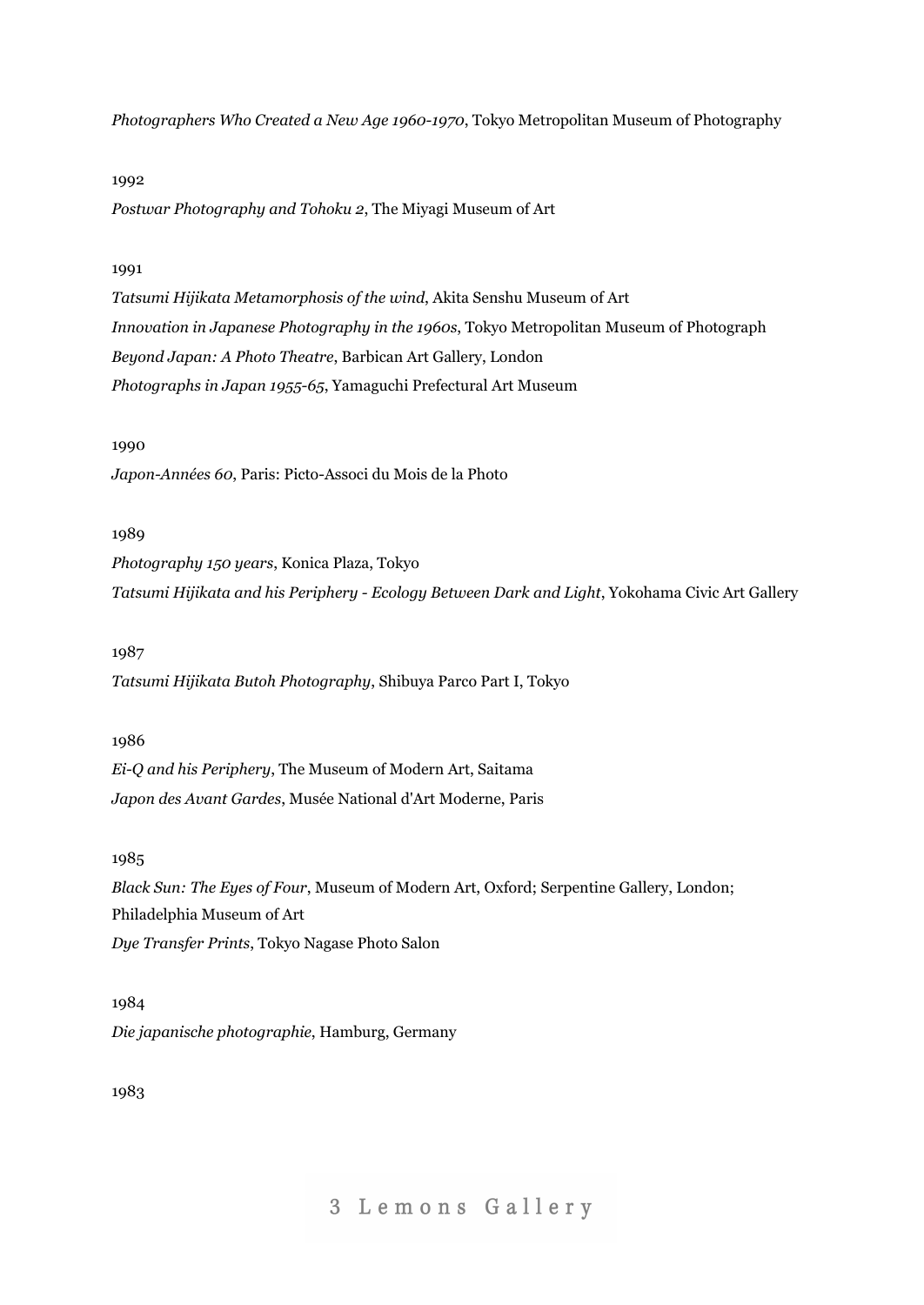*Photographers Who Created a New Age 1960-1970*, Tokyo Metropolitan Museum of Photography

1992

*Postwar Photography and Tohoku 2*, The Miyagi Museum of Art

1991

*Tatsumi Hijikata Metamorphosis of the wind*, Akita Senshu Museum of Art

*Innovation in Japanese Photography in the 1960s*, Tokyo Metropolitan Museum of Photograph

*Beyond Japan: A Photo Theatre*, Barbican Art Gallery, London

*Photographs in Japan 1955-65*, Yamaguchi Prefectural Art Museum

1990

*Japon-Années 60*, Paris: Picto-Associ du Mois de la Photo

1989

*Photography 150 years*, Konica Plaza, Tokyo

*Tatsumi Hijikata and his Periphery - Ecology Between Dark and Light*, Yokohama Civic Art Gallery

1987

*Tatsumi Hijikata Butoh Photography*, Shibuya Parco Part I, Tokyo

1986

*Ei-Q and his Periphery*, The Museum of Modern Art, Saitama

*Japon des Avant Gardes*, Musée National d'Art Moderne, Paris

1985

*Black Sun: The Eyes of Four*, Museum of Modern Art, Oxford; Serpentine Gallery, London; Philadelphia Museum of Art

*Dye Transfer Prints*, Tokyo Nagase Photo Salon

1984

*Die japanische photographie*, Hamburg, Germany

1983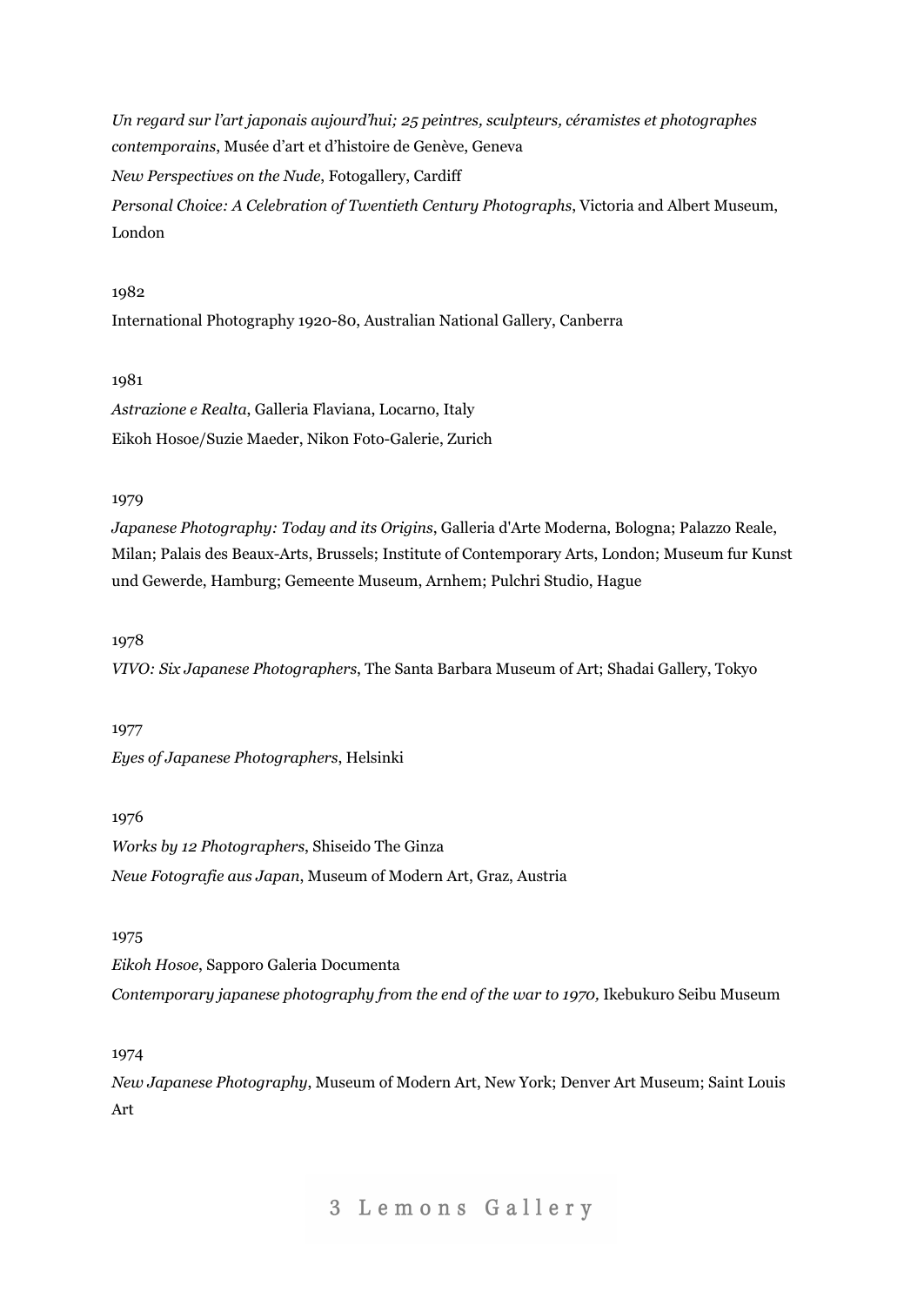*Un regard sur l'art japonais aujourd'hui; 25 peintres, sculpteurs, céramistes et photographes contemporains*, Musée d'art et d'histoire de Genève, Geneva

*New Perspectives on the Nude*, Fotogallery, Cardiff

*Personal Choice: A Celebration of Twentieth Century Photographs*, Victoria and Albert Museum, London

1982

International Photography 1920-80, Australian National Gallery, Canberra

1981

*Astrazione e Realta*, Galleria Flaviana, Locarno, Italy

Eikoh Hosoe/Suzie Maeder, Nikon Foto-Galerie, Zurich

1979

*Japanese Photography: Today and its Origins*, Galleria d'Arte Moderna, Bologna; Palazzo Reale, Milan; Palais des Beaux-Arts, Brussels; Institute of Contemporary Arts, London; Museum fur Kunst und Gewerde, Hamburg; Gemeente Museum, Arnhem; Pulchri Studio, Hague

1978

*VIVO: Six Japanese Photographers*, The Santa Barbara Museum of Art; Shadai Gallery, Tokyo

1977

*Eyes of Japanese Photographers*, Helsinki

1976

*Works by 12 Photographers*, Shiseido The Ginza

*Neue Fotografie aus Japan*, Museum of Modern Art, Graz, Austria

1975

*Eikoh Hosoe*, Sapporo Galeria Documenta

*Contemporary japanese photography from the end of the war to 1970,* Ikebukuro Seibu Museum

1974

*New Japanese Photography*, Museum of Modern Art, New York; Denver Art Museum; Saint Louis Art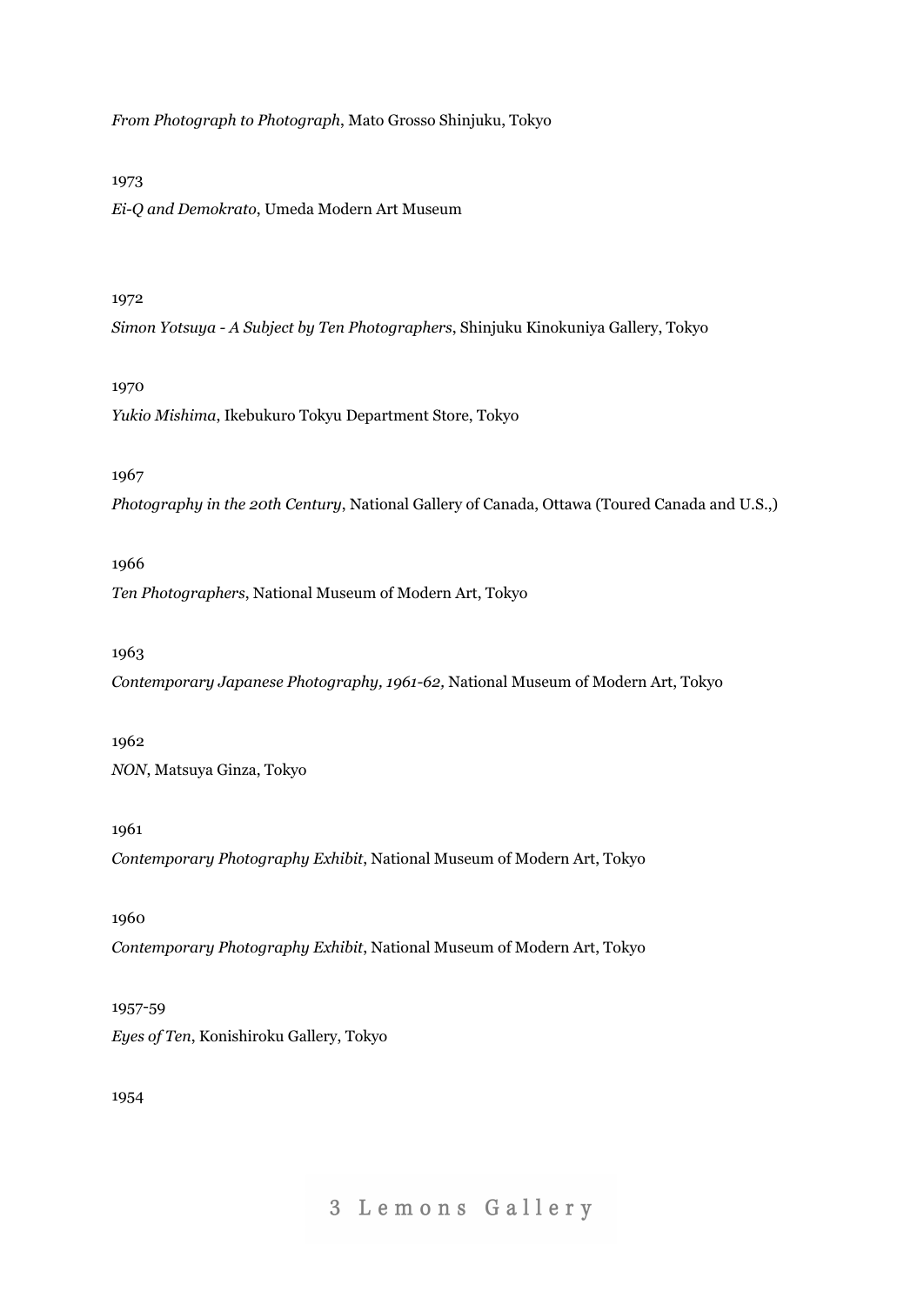*From Photograph to Photograph*, Mato Grosso Shinjuku, Tokyo

1973

*Ei-Q and Demokrato*, Umeda Modern Art Museum

1972

*Simon Yotsuya - A Subject by Ten Photographers*, Shinjuku Kinokuniya Gallery, Tokyo

1970

*Yukio Mishima*, Ikebukuro Tokyu Department Store, Tokyo

1967

*Photography in the 20th Century*, National Gallery of Canada, Ottawa (Toured Canada and U.S.,)

1966

*Ten Photographers*, National Museum of Modern Art, Tokyo

1963

*Contemporary Japanese Photography, 1961-62,* National Museum of Modern Art, Tokyo

1962

*NON*, Matsuya Ginza, Tokyo

1961

*Contemporary Photography Exhibit*, National Museum of Modern Art, Tokyo

1960

*Contemporary Photography Exhibit*, National Museum of Modern Art, Tokyo

1957-59

*Eyes of Ten*, Konishiroku Gallery, Tokyo

1954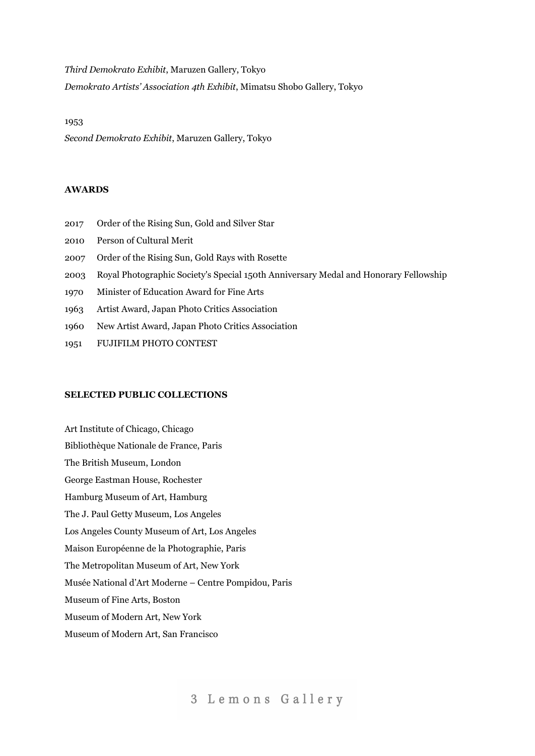*Third Demokrato Exhibit*, Maruzen Gallery, Tokyo

*Demokrato Artists' Association 4th Exhibit*, Mimatsu Shobo Gallery, Tokyo

1953

*Second Demokrato Exhibit*, Maruzen Gallery, Tokyo

**AWARDS**

2017 Order of the Rising Sun, Gold and Silver Star

2010 Person of Cultural Merit

2007 Order of the Rising Sun, Gold Rays with Rosette

2003 Royal Photographic Society's Special 150th Anniversary Medal and Honorary Fellowship

1970 Minister of Education Award for Fine Arts

1963 Artist Award, Japan Photo Critics Association

1960 New Artist Award, Japan Photo Critics Association

1951 FUJIFILM PHOTO CONTEST

**SELECTED PUBLIC COLLECTIONS**

Art Institute of Chicago, Chicago

Bibliothèque Nationale de France, Paris

The British Museum, London

George Eastman House, Rochester

Hamburg Museum of Art, Hamburg

The J. Paul Getty Museum, Los Angeles

Los Angeles County Museum of Art, Los Angeles

Maison Européenne de la Photographie, Paris

The Metropolitan Museum of Art, New York

Musée National d'Art Moderne – Centre Pompidou, Paris

Museum of Fine Arts, Boston

Museum of Modern Art, New York

Museum of Modern Art, San Francisco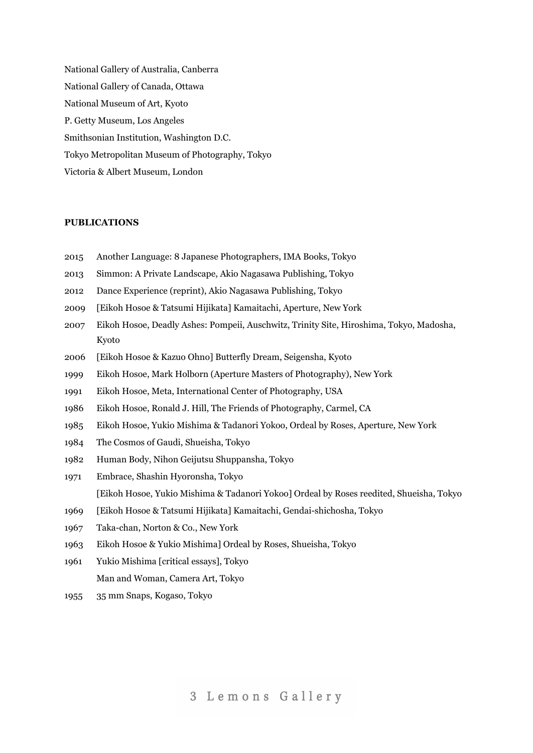National Gallery of Australia, Canberra

National Gallery of Canada, Ottawa

National Museum of Art, Kyoto

P. Getty Museum, Los Angeles

Smithsonian Institution, Washington D.C.

Tokyo Metropolitan Museum of Photography, Tokyo

Victoria & Albert Museum, London

**PUBLICATIONS**

2015 Another Language: 8 Japanese Photographers, IMA Books, Tokyo

2013 Simmon: A Private Landscape, Akio Nagasawa Publishing, Tokyo

2012 Dance Experience (reprint), Akio Nagasawa Publishing, Tokyo

2009 [Eikoh Hosoe & Tatsumi Hijikata] Kamaitachi, Aperture, New York

2007 Eikoh Hosoe, Deadly Ashes: Pompeii, Auschwitz, Trinity Site, Hiroshima, Tokyo, Madosha, Kyoto

2006 [Eikoh Hosoe & Kazuo Ohno] Butterfly Dream, Seigensha, Kyoto

1999 Eikoh Hosoe, Mark Holborn (Aperture Masters of Photography), New York

1991 Eikoh Hosoe, Meta, International Center of Photography, USA

1986 Eikoh Hosoe, Ronald J. Hill, The Friends of Photography, Carmel, CA

1985 Eikoh Hosoe, Yukio Mishima & Tadanori Yokoo, Ordeal by Roses, Aperture, New York

1984 The Cosmos of Gaudi, Shueisha, Tokyo

1982 Human Body, Nihon Geijutsu Shuppansha, Tokyo

1971 Embrace, Shashin Hyoronsha, Tokyo

[Eikoh Hosoe, Yukio Mishima & Tadanori Yokoo] Ordeal by Roses reedited, Shueisha, Tokyo

1969 [Eikoh Hosoe & Tatsumi Hijikata] Kamaitachi, Gendai-shichosha, Tokyo

1967 Taka-chan, Norton & Co., New York

1963 Eikoh Hosoe & Yukio Mishima] Ordeal by Roses, Shueisha, Tokyo

1961 Yukio Mishima [critical essays], Tokyo

Man and Woman, Camera Art, Tokyo

1955 35 mm Snaps, Kogaso, Tokyo